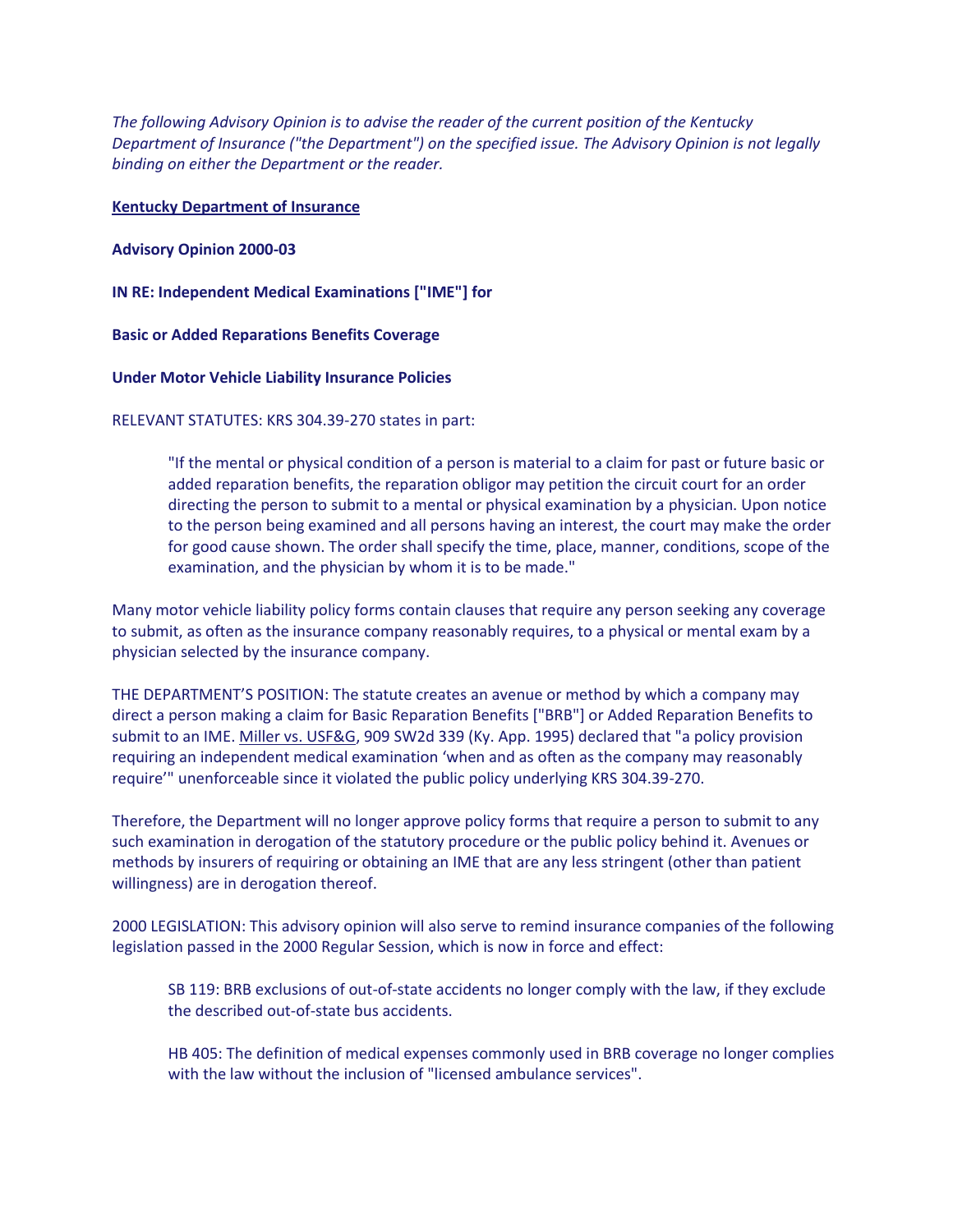*The following Advisory Opinion is to advise the reader of the current position of the Kentucky Department of Insurance ("the Department") on the specified issue. The Advisory Opinion is not legally binding on either the Department or the reader.*

**Kentucky Department of Insurance**

**Advisory Opinion 2000-03**

**IN RE: Independent Medical Examinations ["IME"] for**

**Basic or Added Reparations Benefits Coverage**

**Under Motor Vehicle Liability Insurance Policies**

RELEVANT STATUTES: KRS 304.39-270 states in part:

> "If the mental or physical condition of a person is material to a claim for past or future basic or added reparation benefits, the reparation obligor may petition the circuit court for an order directing the person to submit to a mental or physical examination by a physician. Upon notice to the person being examined and all persons having an interest, the court may make the order for good cause shown. The order shall specify the time, place, manner, conditions, scope of the examination, and the physician by whom it is to be made."

Many motor vehicle liability policy forms contain clauses that require any person seeking any coverage to submit, as often as the insurance company reasonably requires, to a physical or mental exam by a physician selected by the insurance company.

THE DEPARTMENT'S POSITION: The statute creates an avenue or method by which a company may direct a person making a claim for Basic Reparation Benefits ["BRB"] or Added Reparation Benefits to submit to an IME. Miller vs. USF&G, 909 SW2d 339 (Ky. App. 1995) declared that "a policy provision requiring an independent medical examination 'when and as often as the company may reasonably require'" unenforceable since it violated the public policy underlying KRS 304.39-270.

Therefore, the Department will no longer approve policy forms that require a person to submit to any such examination in derogation of the statutory procedure or the public policy behind it. Avenues or methods by insurers of requiring or obtaining an IME that are any less stringent (other than patient willingness) are in derogation thereof.

2000 LEGISLATION: This advisory opinion will also serve to remind insurance companies of the following legislation passed in the 2000 Regular Session, which is now in force and effect:

> SB 119: BRB exclusions of out-of-state accidents no longer comply with the law, if they exclude the described out-of-state bus accidents.
>
> HB 405: The definition of medical expenses commonly used in BRB coverage no longer complies with the law without the inclusion of "licensed ambulance services".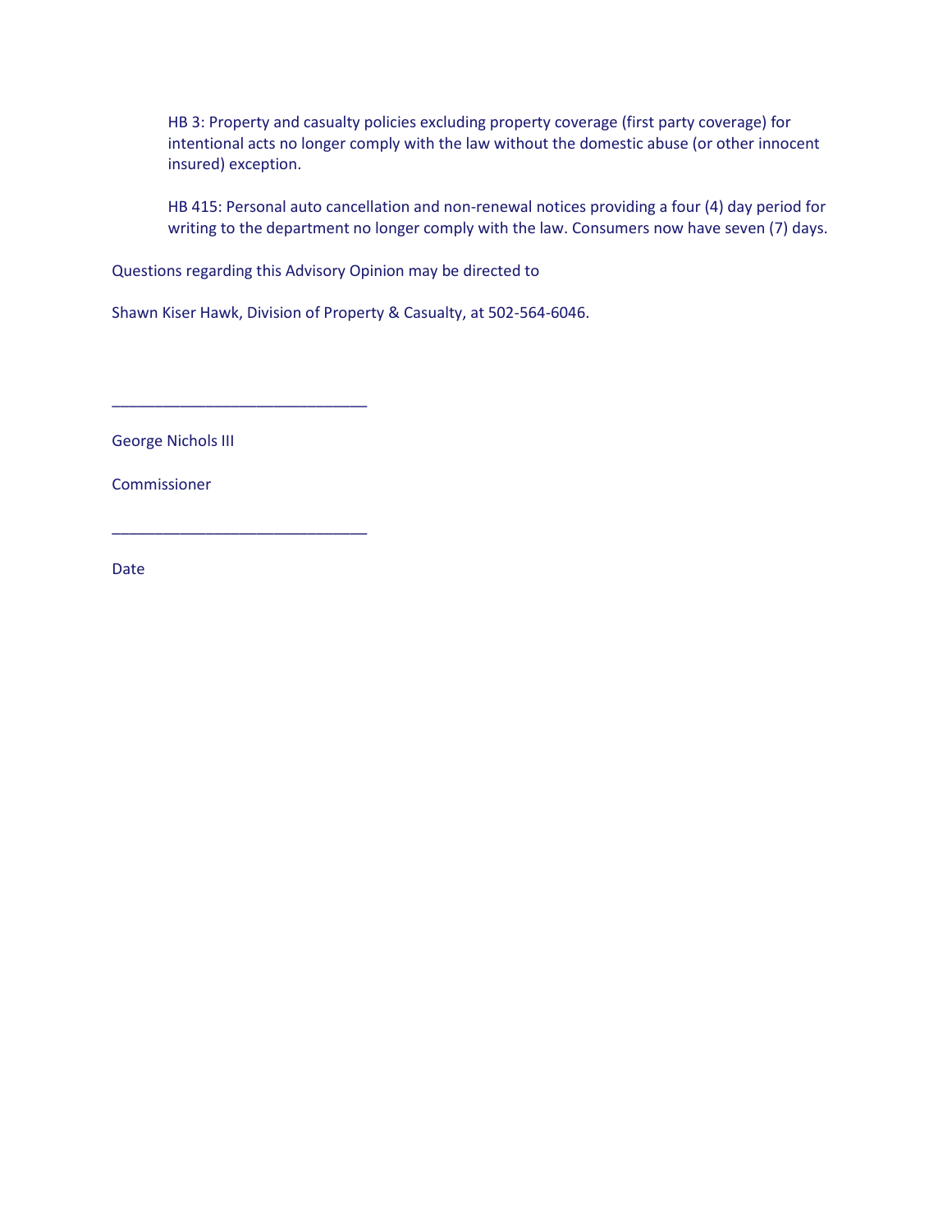HB 3: Property and casualty policies excluding property coverage (first party coverage) for intentional acts no longer comply with the law without the domestic abuse (or other innocent insured) exception.

HB 415: Personal auto cancellation and non-renewal notices providing a four (4) day period for writing to the department no longer comply with the law. Consumers now have seven (7) days.

Questions regarding this Advisory Opinion may be directed to

Shawn Kiser Hawk, Division of Property & Casualty, at 502-564-6046.

______________________________

George Nichols III

Commissioner

______________________________

Date